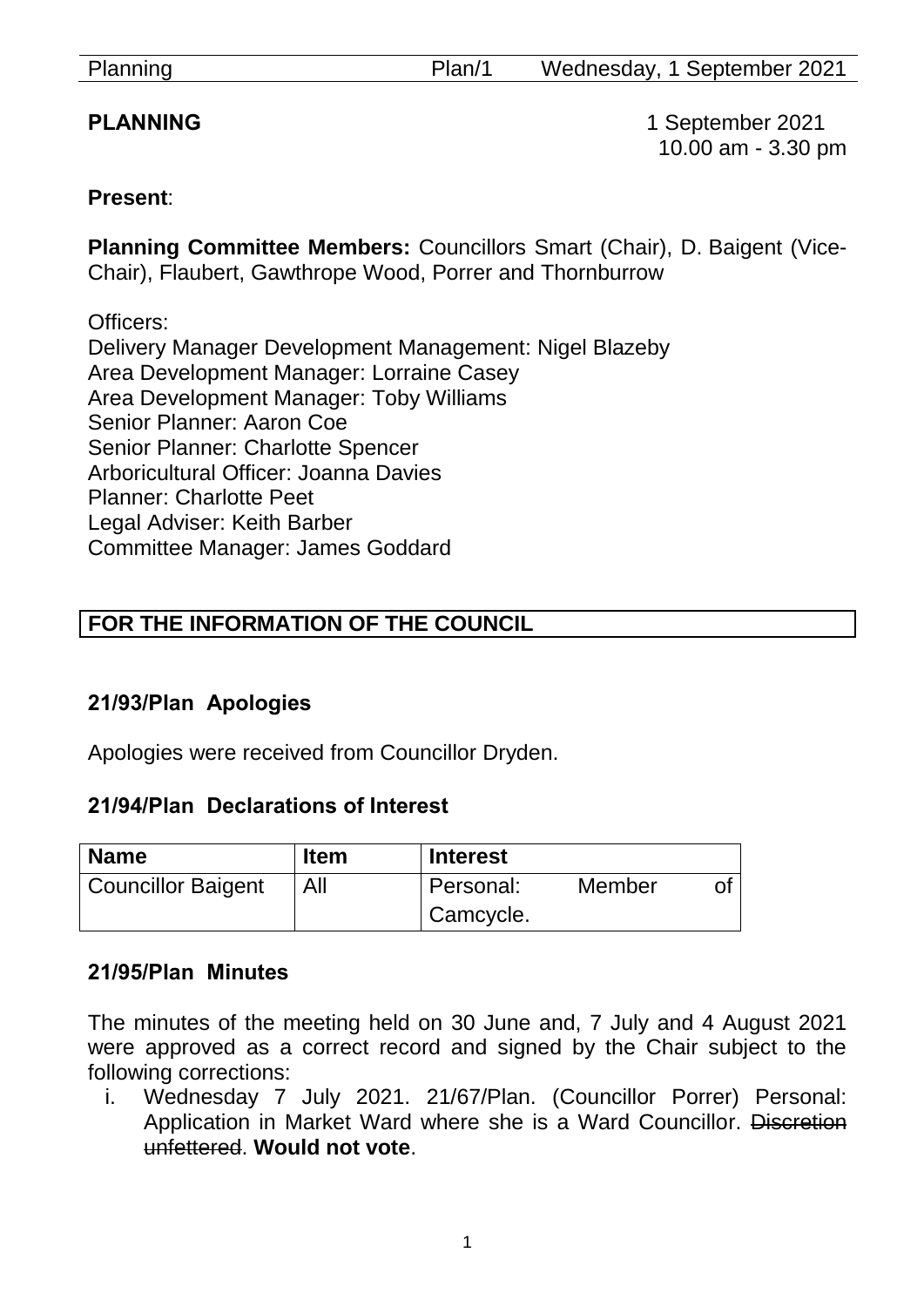**PLANNING** 1 September 2021
10.00 am - 3.30 pm

**Present**:

**Planning Committee Members:** Councillors Smart (Chair), D. Baigent (Vice-Chair), Flaubert, Gawthrope Wood, Porrer and Thornburrow

Officers:
Delivery Manager Development Management: Nigel Blazeby
Area Development Manager: Lorraine Casey
Area Development Manager: Toby Williams
Senior Planner: Aaron Coe
Senior Planner: Charlotte Spencer
Arboricultural Officer: Joanna Davies
Planner: Charlotte Peet
Legal Adviser: Keith Barber
Committee Manager: James Goddard

**FOR THE INFORMATION OF THE COUNCIL**

## 21/93/Plan Apologies

Apologies were received from Councillor Dryden.

## 21/94/Plan Declarations of Interest

| Name | Item | Interest |
|---|---|---|
| Councillor Baigent | All | Personal: Member of Camcycle. |

## 21/95/Plan Minutes

The minutes of the meeting held on 30 June and, 7 July and 4 August 2021 were approved as a correct record and signed by the Chair subject to the following corrections:

i. Wednesday 7 July 2021. 21/67/Plan. (Councillor Porrer) Personal: Application in Market Ward where she is a Ward Councillor. ~~Discretion unfettered~~. **Would not vote**.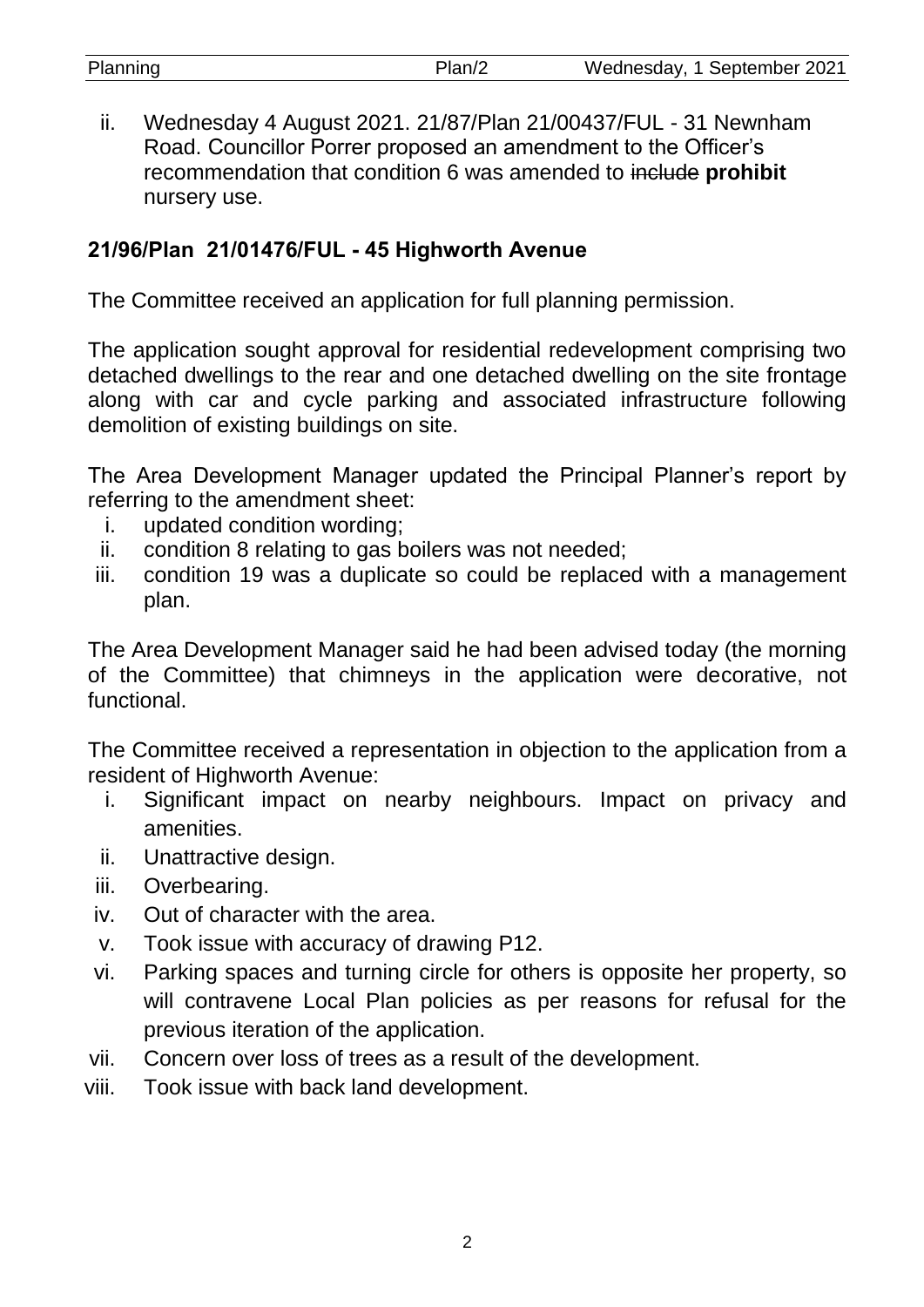ii. Wednesday 4 August 2021. 21/87/Plan 21/00437/FUL - 31 Newnham Road. Councillor Porrer proposed an amendment to the Officer's recommendation that condition 6 was amended to ~~include~~ **prohibit** nursery use.

### 21/96/Plan 21/01476/FUL - 45 Highworth Avenue

The Committee received an application for full planning permission.

The application sought approval for residential redevelopment comprising two detached dwellings to the rear and one detached dwelling on the site frontage along with car and cycle parking and associated infrastructure following demolition of existing buildings on site.

The Area Development Manager updated the Principal Planner's report by referring to the amendment sheet:

i. updated condition wording;
ii. condition 8 relating to gas boilers was not needed;
iii. condition 19 was a duplicate so could be replaced with a management plan.

The Area Development Manager said he had been advised today (the morning of the Committee) that chimneys in the application were decorative, not functional.

The Committee received a representation in objection to the application from a resident of Highworth Avenue:

i. Significant impact on nearby neighbours. Impact on privacy and amenities.
ii. Unattractive design.
iii. Overbearing.
iv. Out of character with the area.
v. Took issue with accuracy of drawing P12.
vi. Parking spaces and turning circle for others is opposite her property, so will contravene Local Plan policies as per reasons for refusal for the previous iteration of the application.
vii. Concern over loss of trees as a result of the development.
viii. Took issue with back land development.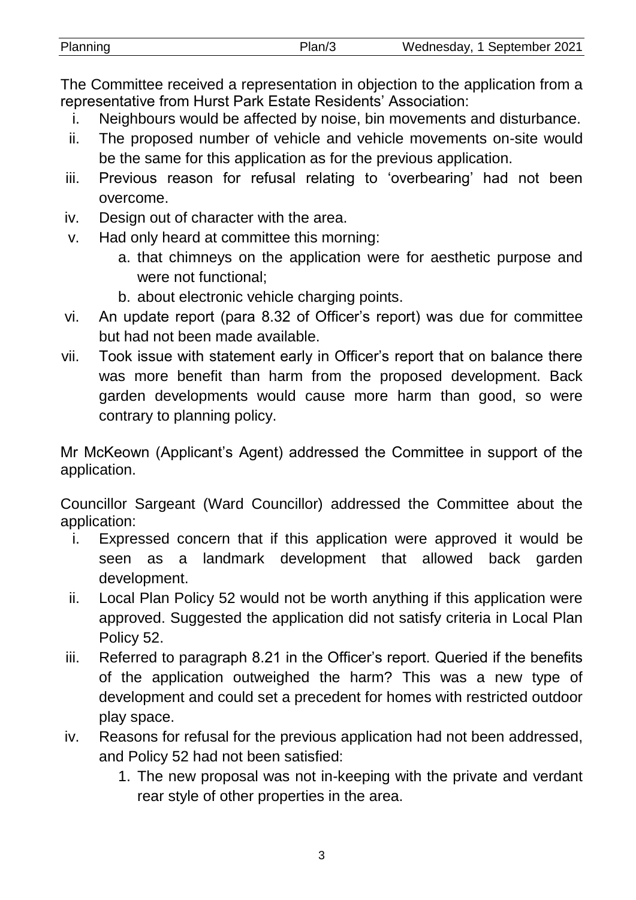The Committee received a representation in objection to the application from a representative from Hurst Park Estate Residents' Association:

i. Neighbours would be affected by noise, bin movements and disturbance.
ii. The proposed number of vehicle and vehicle movements on-site would be the same for this application as for the previous application.
iii. Previous reason for refusal relating to 'overbearing' had not been overcome.
iv. Design out of character with the area.
v. Had only heard at committee this morning:
   a. that chimneys on the application were for aesthetic purpose and were not functional;
   b. about electronic vehicle charging points.
vi. An update report (para 8.32 of Officer's report) was due for committee but had not been made available.
vii. Took issue with statement early in Officer's report that on balance there was more benefit than harm from the proposed development. Back garden developments would cause more harm than good, so were contrary to planning policy.

Mr McKeown (Applicant's Agent) addressed the Committee in support of the application.

Councillor Sargeant (Ward Councillor) addressed the Committee about the application:

i. Expressed concern that if this application were approved it would be seen as a landmark development that allowed back garden development.
ii. Local Plan Policy 52 would not be worth anything if this application were approved. Suggested the application did not satisfy criteria in Local Plan Policy 52.
iii. Referred to paragraph 8.21 in the Officer's report. Queried if the benefits of the application outweighed the harm? This was a new type of development and could set a precedent for homes with restricted outdoor play space.
iv. Reasons for refusal for the previous application had not been addressed, and Policy 52 had not been satisfied:
   1. The new proposal was not in-keeping with the private and verdant rear style of other properties in the area.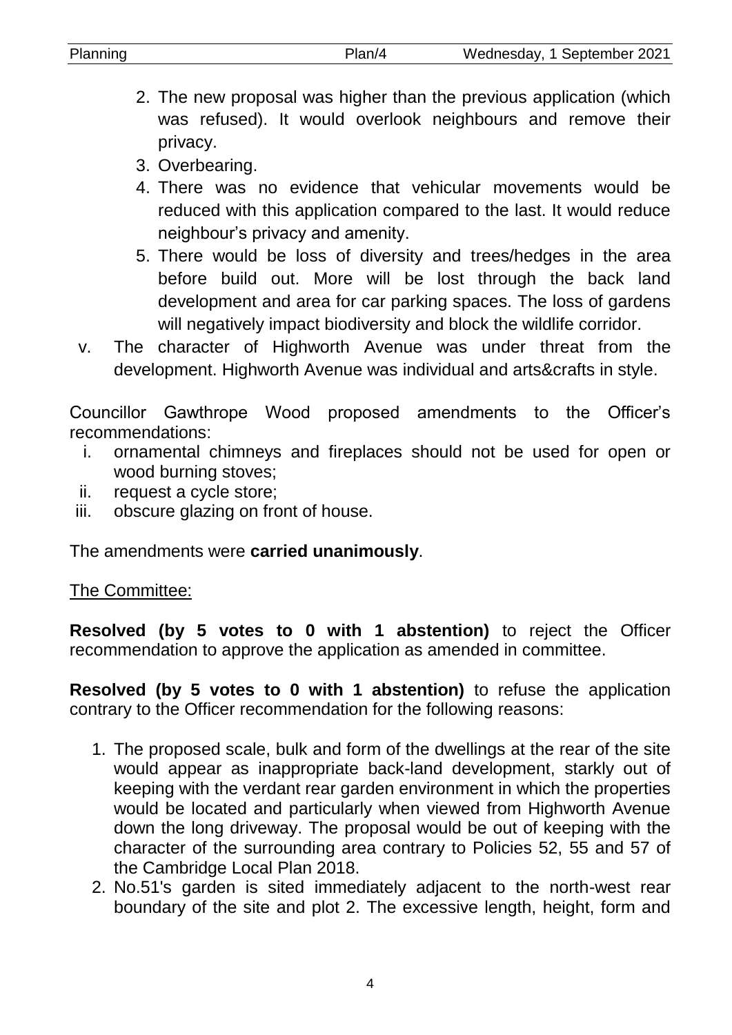2. The new proposal was higher than the previous application (which was refused). It would overlook neighbours and remove their privacy.
3. Overbearing.
4. There was no evidence that vehicular movements would be reduced with this application compared to the last. It would reduce neighbour's privacy and amenity.
5. There would be loss of diversity and trees/hedges in the area before build out. More will be lost through the back land development and area for car parking spaces. The loss of gardens will negatively impact biodiversity and block the wildlife corridor.

v. The character of Highworth Avenue was under threat from the development. Highworth Avenue was individual and arts&crafts in style.

Councillor Gawthrope Wood proposed amendments to the Officer's recommendations:

i. ornamental chimneys and fireplaces should not be used for open or wood burning stoves;
ii. request a cycle store;
iii. obscure glazing on front of house.

The amendments were **carried unanimously**.

The Committee:

**Resolved (by 5 votes to 0 with 1 abstention)** to reject the Officer recommendation to approve the application as amended in committee.

**Resolved (by 5 votes to 0 with 1 abstention)** to refuse the application contrary to the Officer recommendation for the following reasons:

1. The proposed scale, bulk and form of the dwellings at the rear of the site would appear as inappropriate back-land development, starkly out of keeping with the verdant rear garden environment in which the properties would be located and particularly when viewed from Highworth Avenue down the long driveway. The proposal would be out of keeping with the character of the surrounding area contrary to Policies 52, 55 and 57 of the Cambridge Local Plan 2018.
2. No.51's garden is sited immediately adjacent to the north-west rear boundary of the site and plot 2. The excessive length, height, form and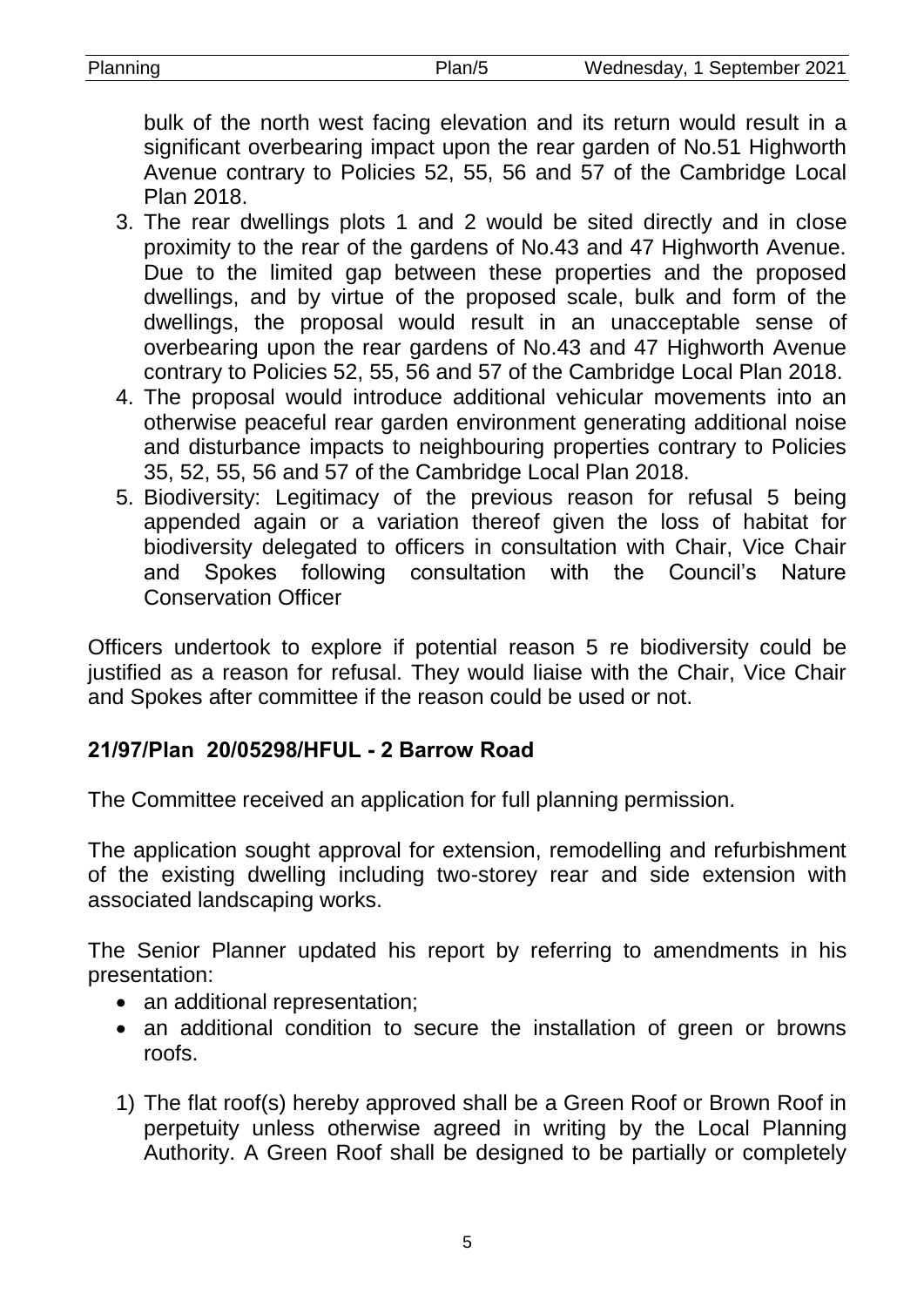bulk of the north west facing elevation and its return would result in a significant overbearing impact upon the rear garden of No.51 Highworth Avenue contrary to Policies 52, 55, 56 and 57 of the Cambridge Local Plan 2018.

3. The rear dwellings plots 1 and 2 would be sited directly and in close proximity to the rear of the gardens of No.43 and 47 Highworth Avenue. Due to the limited gap between these properties and the proposed dwellings, and by virtue of the proposed scale, bulk and form of the dwellings, the proposal would result in an unacceptable sense of overbearing upon the rear gardens of No.43 and 47 Highworth Avenue contrary to Policies 52, 55, 56 and 57 of the Cambridge Local Plan 2018.
4. The proposal would introduce additional vehicular movements into an otherwise peaceful rear garden environment generating additional noise and disturbance impacts to neighbouring properties contrary to Policies 35, 52, 55, 56 and 57 of the Cambridge Local Plan 2018.
5. Biodiversity: Legitimacy of the previous reason for refusal 5 being appended again or a variation thereof given the loss of habitat for biodiversity delegated to officers in consultation with Chair, Vice Chair and Spokes following consultation with the Council's Nature Conservation Officer

Officers undertook to explore if potential reason 5 re biodiversity could be justified as a reason for refusal. They would liaise with the Chair, Vice Chair and Spokes after committee if the reason could be used or not.

## 21/97/Plan 20/05298/HFUL - 2 Barrow Road

The Committee received an application for full planning permission.

The application sought approval for extension, remodelling and refurbishment of the existing dwelling including two-storey rear and side extension with associated landscaping works.

The Senior Planner updated his report by referring to amendments in his presentation:

- an additional representation;
- an additional condition to secure the installation of green or browns roofs.

1) The flat roof(s) hereby approved shall be a Green Roof or Brown Roof in perpetuity unless otherwise agreed in writing by the Local Planning Authority. A Green Roof shall be designed to be partially or completely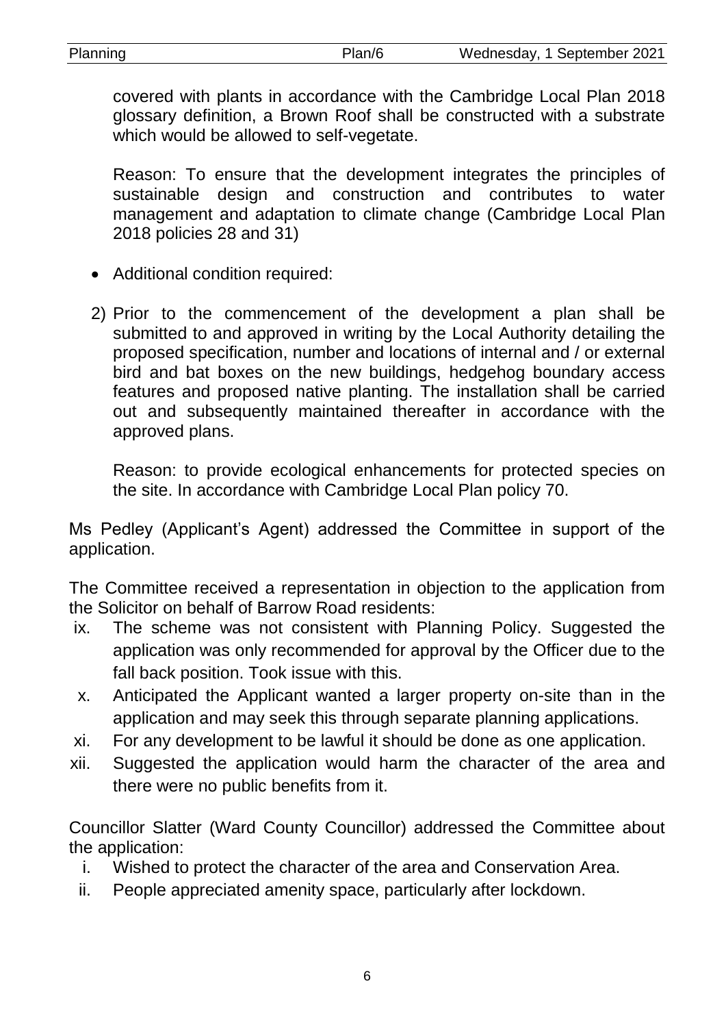covered with plants in accordance with the Cambridge Local Plan 2018 glossary definition, a Brown Roof shall be constructed with a substrate which would be allowed to self-vegetate.

Reason: To ensure that the development integrates the principles of sustainable design and construction and contributes to water management and adaptation to climate change (Cambridge Local Plan 2018 policies 28 and 31)

- Additional condition required:

2) Prior to the commencement of the development a plan shall be submitted to and approved in writing by the Local Authority detailing the proposed specification, number and locations of internal and / or external bird and bat boxes on the new buildings, hedgehog boundary access features and proposed native planting. The installation shall be carried out and subsequently maintained thereafter in accordance with the approved plans.

   Reason: to provide ecological enhancements for protected species on the site. In accordance with Cambridge Local Plan policy 70.

Ms Pedley (Applicant's Agent) addressed the Committee in support of the application.

The Committee received a representation in objection to the application from the Solicitor on behalf of Barrow Road residents:

ix. The scheme was not consistent with Planning Policy. Suggested the application was only recommended for approval by the Officer due to the fall back position. Took issue with this.
x. Anticipated the Applicant wanted a larger property on-site than in the application and may seek this through separate planning applications.
xi. For any development to be lawful it should be done as one application.
xii. Suggested the application would harm the character of the area and there were no public benefits from it.

Councillor Slatter (Ward County Councillor) addressed the Committee about the application:

i. Wished to protect the character of the area and Conservation Area.
ii. People appreciated amenity space, particularly after lockdown.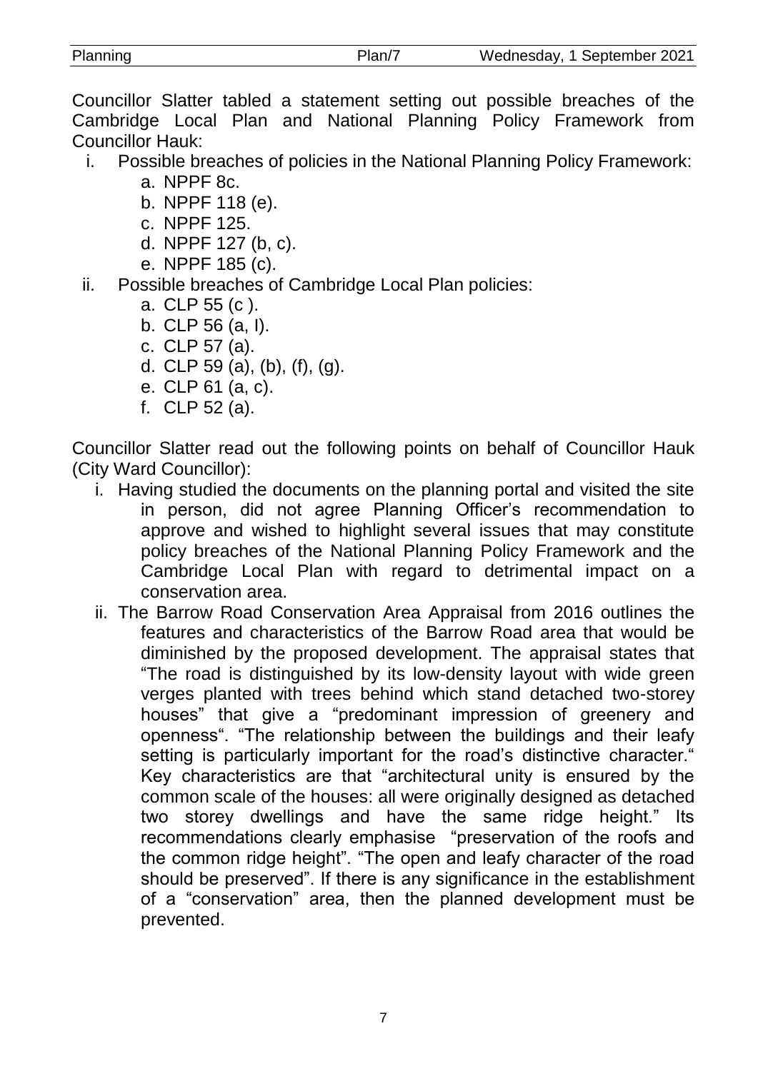Councillor Slatter tabled a statement setting out possible breaches of the Cambridge Local Plan and National Planning Policy Framework from Councillor Hauk:

i. Possible breaches of policies in the National Planning Policy Framework:
   a. NPPF 8c.
   b. NPPF 118 (e).
   c. NPPF 125.
   d. NPPF 127 (b, c).
   e. NPPF 185 (c).

ii. Possible breaches of Cambridge Local Plan policies:
   a. CLP 55 (c ).
   b. CLP 56 (a, I).
   c. CLP 57 (a).
   d. CLP 59 (a), (b), (f), (g).
   e. CLP 61 (a, c).
   f. CLP 52 (a).

Councillor Slatter read out the following points on behalf of Councillor Hauk (City Ward Councillor):

i. Having studied the documents on the planning portal and visited the site in person, did not agree Planning Officer's recommendation to approve and wished to highlight several issues that may constitute policy breaches of the National Planning Policy Framework and the Cambridge Local Plan with regard to detrimental impact on a conservation area.

ii. The Barrow Road Conservation Area Appraisal from 2016 outlines the features and characteristics of the Barrow Road area that would be diminished by the proposed development. The appraisal states that "The road is distinguished by its low-density layout with wide green verges planted with trees behind which stand detached two-storey houses" that give a "predominant impression of greenery and openness". "The relationship between the buildings and their leafy setting is particularly important for the road's distinctive character." Key characteristics are that "architectural unity is ensured by the common scale of the houses: all were originally designed as detached two storey dwellings and have the same ridge height." Its recommendations clearly emphasise "preservation of the roofs and the common ridge height". "The open and leafy character of the road should be preserved". If there is any significance in the establishment of a "conservation" area, then the planned development must be prevented.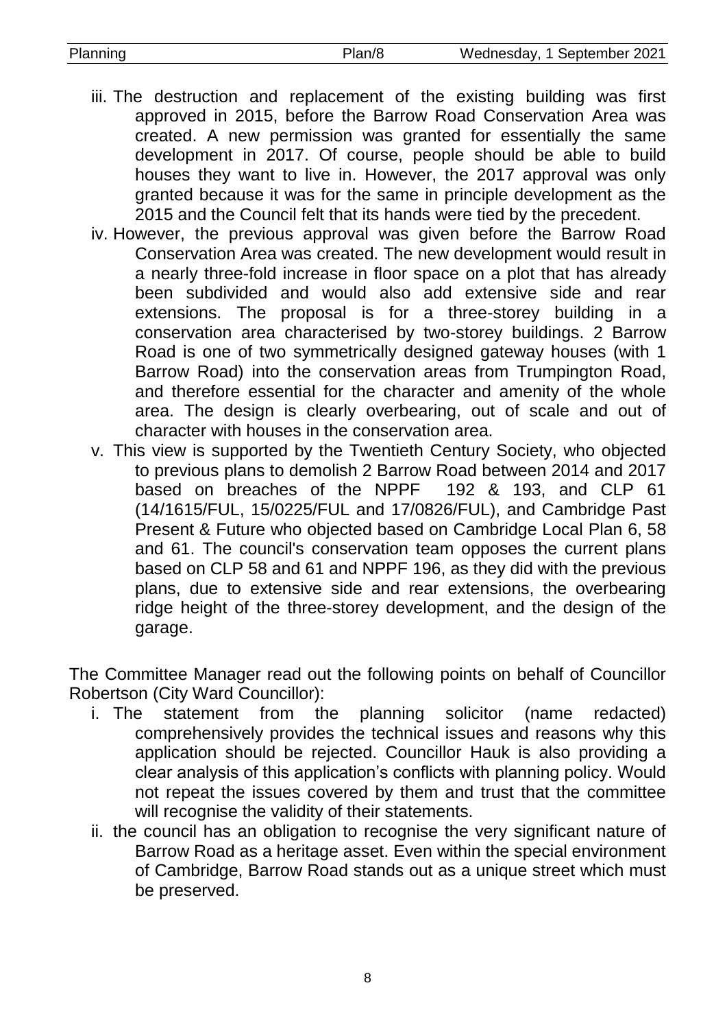iii. The destruction and replacement of the existing building was first approved in 2015, before the Barrow Road Conservation Area was created. A new permission was granted for essentially the same development in 2017. Of course, people should be able to build houses they want to live in. However, the 2017 approval was only granted because it was for the same in principle development as the 2015 and the Council felt that its hands were tied by the precedent.

iv. However, the previous approval was given before the Barrow Road Conservation Area was created. The new development would result in a nearly three-fold increase in floor space on a plot that has already been subdivided and would also add extensive side and rear extensions. The proposal is for a three-storey building in a conservation area characterised by two-storey buildings. 2 Barrow Road is one of two symmetrically designed gateway houses (with 1 Barrow Road) into the conservation areas from Trumpington Road, and therefore essential for the character and amenity of the whole area. The design is clearly overbearing, out of scale and out of character with houses in the conservation area.

v. This view is supported by the Twentieth Century Society, who objected to previous plans to demolish 2 Barrow Road between 2014 and 2017 based on breaches of the NPPF 192 & 193, and CLP 61 (14/1615/FUL, 15/0225/FUL and 17/0826/FUL), and Cambridge Past Present & Future who objected based on Cambridge Local Plan 6, 58 and 61. The council's conservation team opposes the current plans based on CLP 58 and 61 and NPPF 196, as they did with the previous plans, due to extensive side and rear extensions, the overbearing ridge height of the three-storey development, and the design of the garage.

The Committee Manager read out the following points on behalf of Councillor Robertson (City Ward Councillor):

i. The statement from the planning solicitor (name redacted) comprehensively provides the technical issues and reasons why this application should be rejected. Councillor Hauk is also providing a clear analysis of this application's conflicts with planning policy. Would not repeat the issues covered by them and trust that the committee will recognise the validity of their statements.

ii. the council has an obligation to recognise the very significant nature of Barrow Road as a heritage asset. Even within the special environment of Cambridge, Barrow Road stands out as a unique street which must be preserved.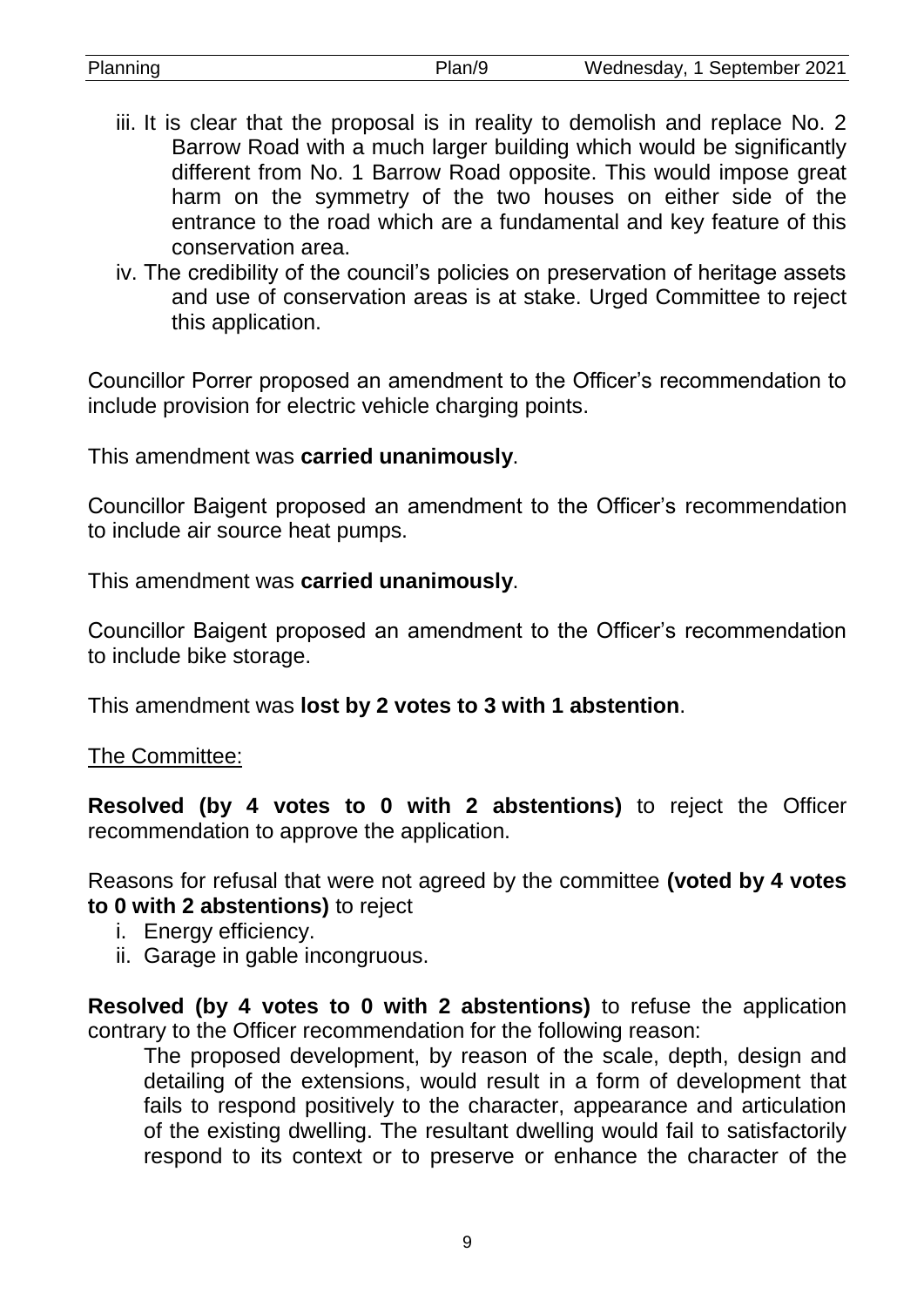iii. It is clear that the proposal is in reality to demolish and replace No. 2 Barrow Road with a much larger building which would be significantly different from No. 1 Barrow Road opposite. This would impose great harm on the symmetry of the two houses on either side of the entrance to the road which are a fundamental and key feature of this conservation area.

iv. The credibility of the council's policies on preservation of heritage assets and use of conservation areas is at stake. Urged Committee to reject this application.

Councillor Porrer proposed an amendment to the Officer's recommendation to include provision for electric vehicle charging points.

This amendment was **carried unanimously**.

Councillor Baigent proposed an amendment to the Officer's recommendation to include air source heat pumps.

This amendment was **carried unanimously**.

Councillor Baigent proposed an amendment to the Officer's recommendation to include bike storage.

This amendment was **lost by 2 votes to 3 with 1 abstention**.

<u>The Committee:</u>

**Resolved (by 4 votes to 0 with 2 abstentions)** to reject the Officer recommendation to approve the application.

Reasons for refusal that were not agreed by the committee **(voted by 4 votes to 0 with 2 abstentions)** to reject

i. Energy efficiency.
ii. Garage in gable incongruous.

**Resolved (by 4 votes to 0 with 2 abstentions)** to refuse the application contrary to the Officer recommendation for the following reason:

The proposed development, by reason of the scale, depth, design and detailing of the extensions, would result in a form of development that fails to respond positively to the character, appearance and articulation of the existing dwelling. The resultant dwelling would fail to satisfactorily respond to its context or to preserve or enhance the character of the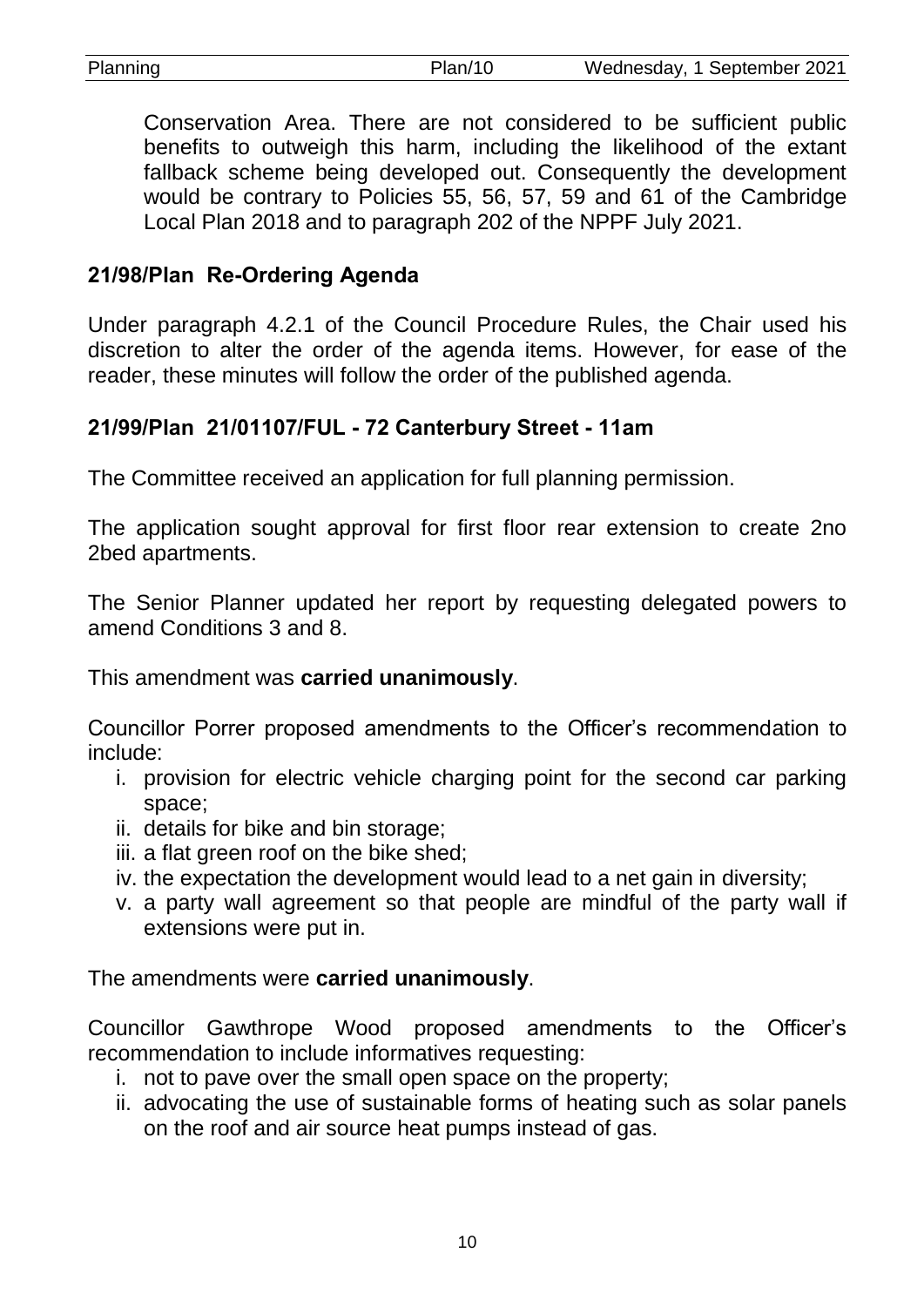Conservation Area. There are not considered to be sufficient public benefits to outweigh this harm, including the likelihood of the extant fallback scheme being developed out. Consequently the development would be contrary to Policies 55, 56, 57, 59 and 61 of the Cambridge Local Plan 2018 and to paragraph 202 of the NPPF July 2021.

## 21/98/Plan Re-Ordering Agenda

Under paragraph 4.2.1 of the Council Procedure Rules, the Chair used his discretion to alter the order of the agenda items. However, for ease of the reader, these minutes will follow the order of the published agenda.

## 21/99/Plan 21/01107/FUL - 72 Canterbury Street - 11am

The Committee received an application for full planning permission.

The application sought approval for first floor rear extension to create 2no 2bed apartments.

The Senior Planner updated her report by requesting delegated powers to amend Conditions 3 and 8.

This amendment was **carried unanimously**.

Councillor Porrer proposed amendments to the Officer's recommendation to include:

i. provision for electric vehicle charging point for the second car parking space;
ii. details for bike and bin storage;
iii. a flat green roof on the bike shed;
iv. the expectation the development would lead to a net gain in diversity;
v. a party wall agreement so that people are mindful of the party wall if extensions were put in.

The amendments were **carried unanimously**.

Councillor Gawthrope Wood proposed amendments to the Officer's recommendation to include informatives requesting:

i. not to pave over the small open space on the property;
ii. advocating the use of sustainable forms of heating such as solar panels on the roof and air source heat pumps instead of gas.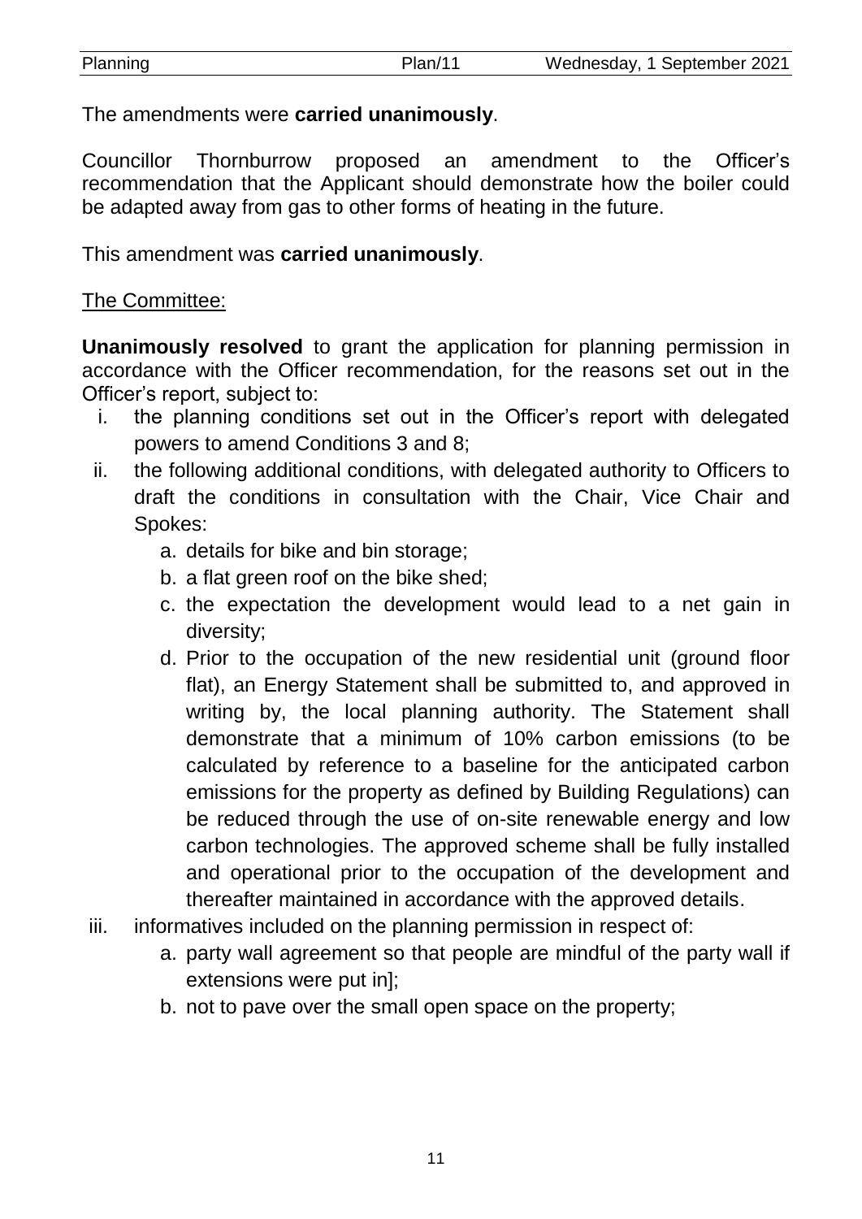The amendments were **carried unanimously**.

Councillor Thornburrow proposed an amendment to the Officer's recommendation that the Applicant should demonstrate how the boiler could be adapted away from gas to other forms of heating in the future.

This amendment was **carried unanimously**.

The Committee:

**Unanimously resolved** to grant the application for planning permission in accordance with the Officer recommendation, for the reasons set out in the Officer's report, subject to:

i. the planning conditions set out in the Officer's report with delegated powers to amend Conditions 3 and 8;
ii. the following additional conditions, with delegated authority to Officers to draft the conditions in consultation with the Chair, Vice Chair and Spokes:
   a. details for bike and bin storage;
   b. a flat green roof on the bike shed;
   c. the expectation the development would lead to a net gain in diversity;
   d. Prior to the occupation of the new residential unit (ground floor flat), an Energy Statement shall be submitted to, and approved in writing by, the local planning authority. The Statement shall demonstrate that a minimum of 10% carbon emissions (to be calculated by reference to a baseline for the anticipated carbon emissions for the property as defined by Building Regulations) can be reduced through the use of on-site renewable energy and low carbon technologies. The approved scheme shall be fully installed and operational prior to the occupation of the development and thereafter maintained in accordance with the approved details.
iii. informatives included on the planning permission in respect of:
   a. party wall agreement so that people are mindful of the party wall if extensions were put in];
   b. not to pave over the small open space on the property;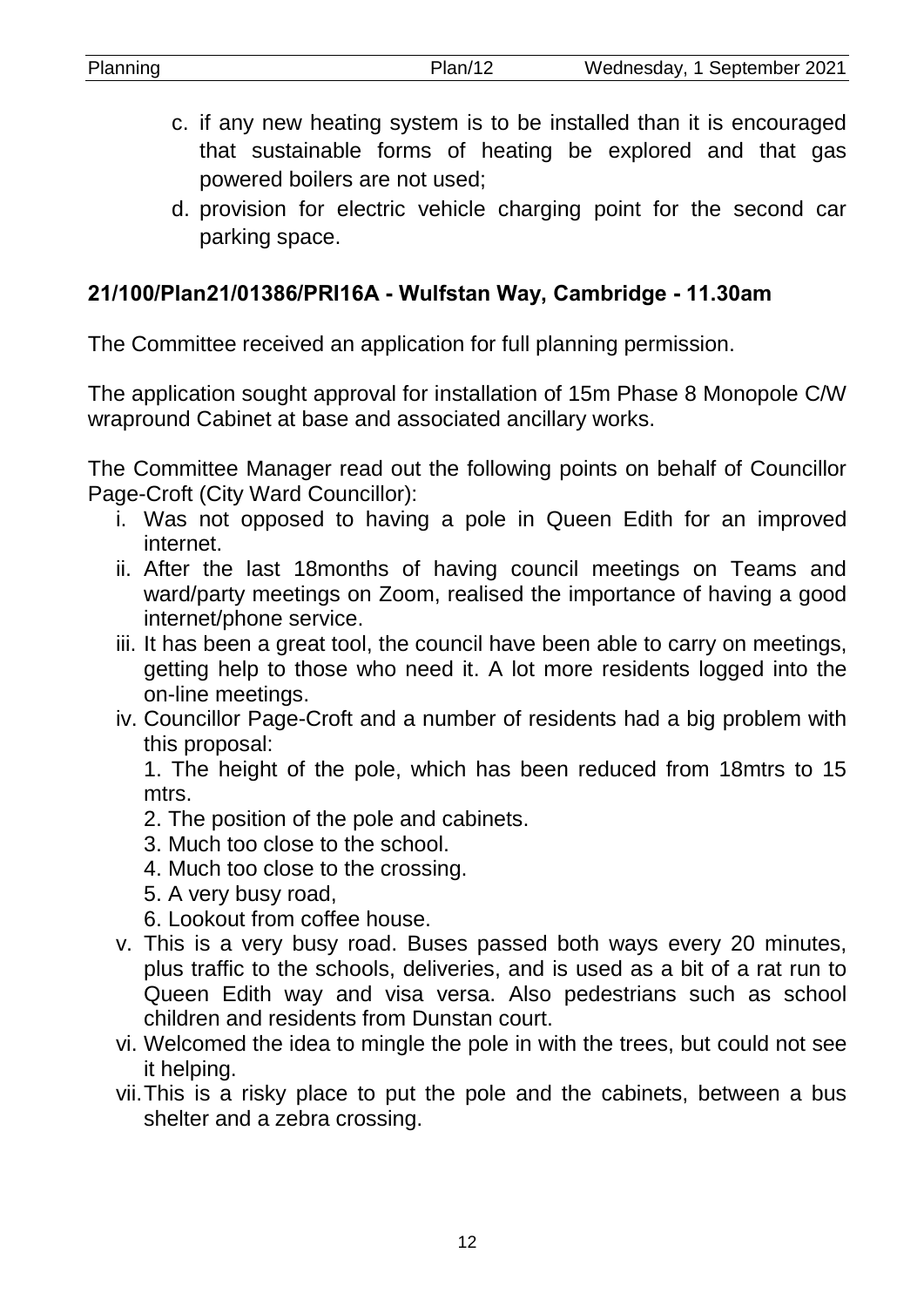c. if any new heating system is to be installed than it is encouraged that sustainable forms of heating be explored and that gas powered boilers are not used;

d. provision for electric vehicle charging point for the second car parking space.

## 21/100/Plan21/01386/PRI16A - Wulfstan Way, Cambridge - 11.30am

The Committee received an application for full planning permission.

The application sought approval for installation of 15m Phase 8 Monopole C/W wrapround Cabinet at base and associated ancillary works.

The Committee Manager read out the following points on behalf of Councillor Page-Croft (City Ward Councillor):

i. Was not opposed to having a pole in Queen Edith for an improved internet.
ii. After the last 18months of having council meetings on Teams and ward/party meetings on Zoom, realised the importance of having a good internet/phone service.
iii. It has been a great tool, the council have been able to carry on meetings, getting help to those who need it. A lot more residents logged into the on-line meetings.
iv. Councillor Page-Croft and a number of residents had a big problem with this proposal:

    1. The height of the pole, which has been reduced from 18mtrs to 15 mtrs.
    2. The position of the pole and cabinets.
    3. Much too close to the school.
    4. Much too close to the crossing.
    5. A very busy road,
    6. Lookout from coffee house.

v. This is a very busy road. Buses passed both ways every 20 minutes, plus traffic to the schools, deliveries, and is used as a bit of a rat run to Queen Edith way and visa versa. Also pedestrians such as school children and residents from Dunstan court.
vi. Welcomed the idea to mingle the pole in with the trees, but could not see it helping.
vii. This is a risky place to put the pole and the cabinets, between a bus shelter and a zebra crossing.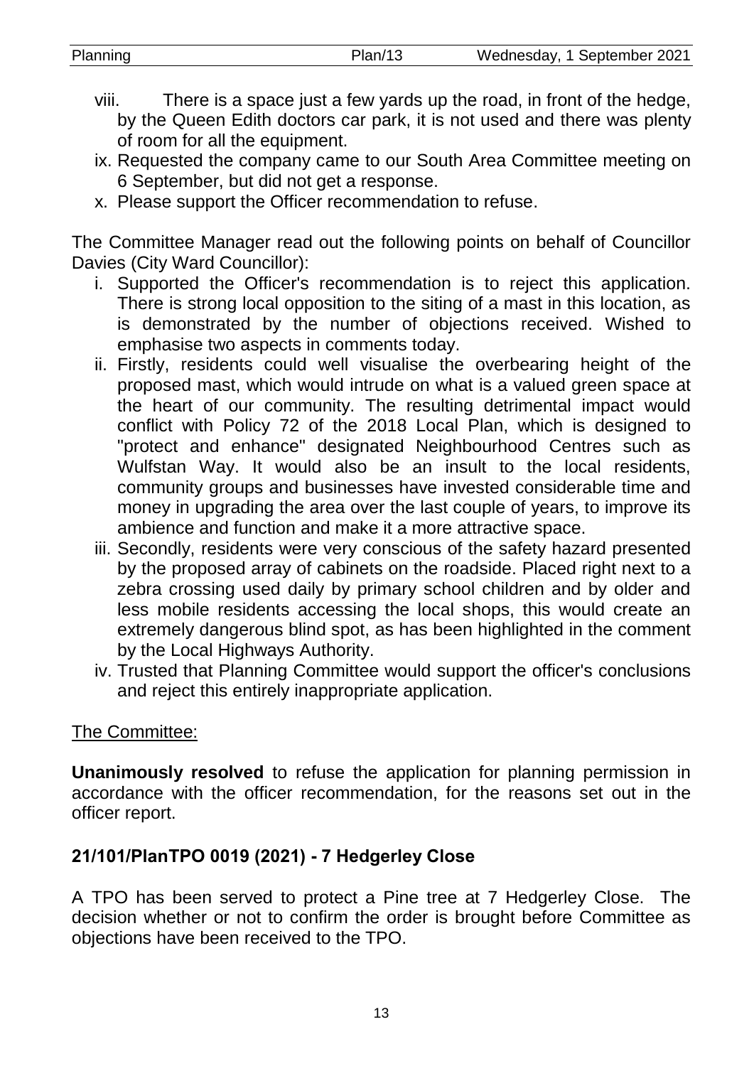viii. There is a space just a few yards up the road, in front of the hedge, by the Queen Edith doctors car park, it is not used and there was plenty of room for all the equipment.
ix. Requested the company came to our South Area Committee meeting on 6 September, but did not get a response.
x. Please support the Officer recommendation to refuse.

The Committee Manager read out the following points on behalf of Councillor Davies (City Ward Councillor):

i. Supported the Officer's recommendation is to reject this application. There is strong local opposition to the siting of a mast in this location, as is demonstrated by the number of objections received. Wished to emphasise two aspects in comments today.
ii. Firstly, residents could well visualise the overbearing height of the proposed mast, which would intrude on what is a valued green space at the heart of our community. The resulting detrimental impact would conflict with Policy 72 of the 2018 Local Plan, which is designed to "protect and enhance" designated Neighbourhood Centres such as Wulfstan Way. It would also be an insult to the local residents, community groups and businesses have invested considerable time and money in upgrading the area over the last couple of years, to improve its ambience and function and make it a more attractive space.
iii. Secondly, residents were very conscious of the safety hazard presented by the proposed array of cabinets on the roadside. Placed right next to a zebra crossing used daily by primary school children and by older and less mobile residents accessing the local shops, this would create an extremely dangerous blind spot, as has been highlighted in the comment by the Local Highways Authority.
iv. Trusted that Planning Committee would support the officer's conclusions and reject this entirely inappropriate application.

The Committee:

**Unanimously resolved** to refuse the application for planning permission in accordance with the officer recommendation, for the reasons set out in the officer report.

### 21/101/PlanTPO 0019 (2021) - 7 Hedgerley Close

A TPO has been served to protect a Pine tree at 7 Hedgerley Close. The decision whether or not to confirm the order is brought before Committee as objections have been received to the TPO.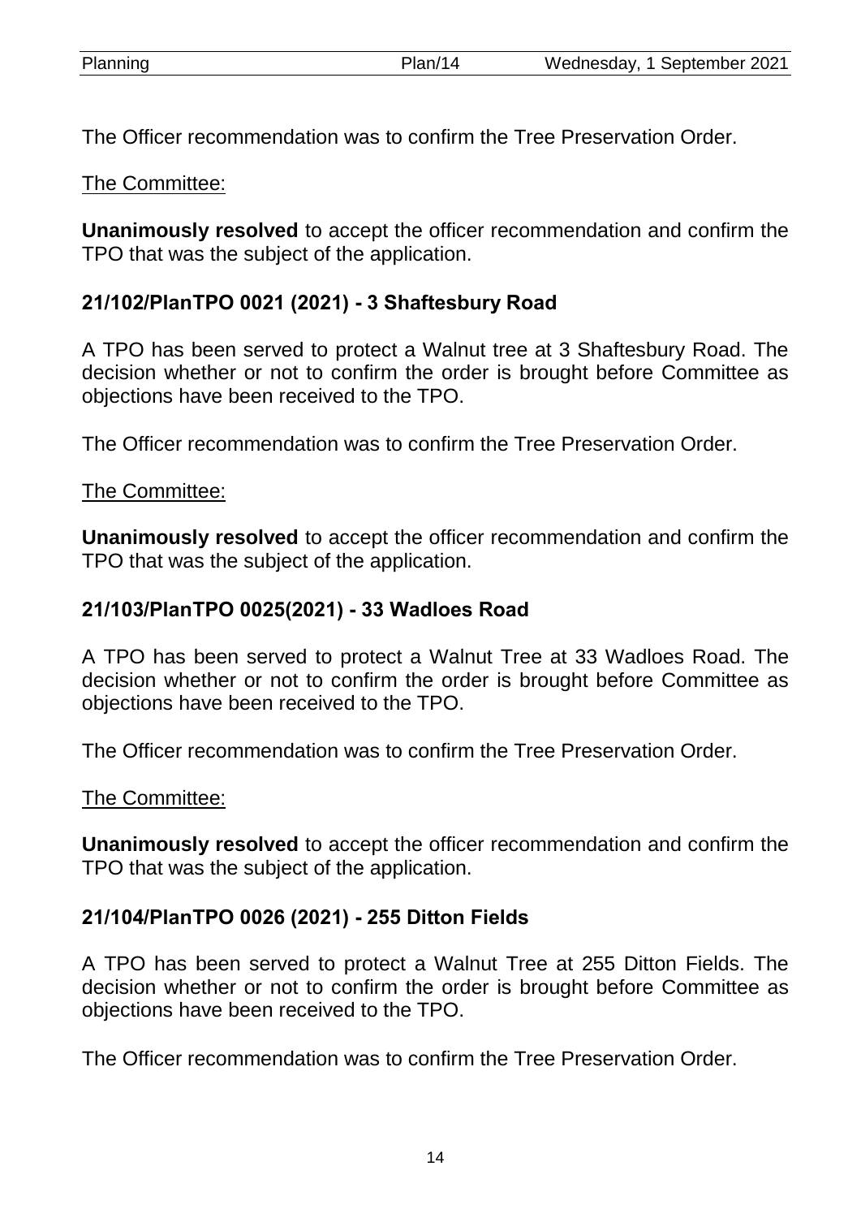The Officer recommendation was to confirm the Tree Preservation Order.

The Committee:

**Unanimously resolved** to accept the officer recommendation and confirm the TPO that was the subject of the application.

### 21/102/PlanTPO 0021 (2021) - 3 Shaftesbury Road

A TPO has been served to protect a Walnut tree at 3 Shaftesbury Road. The decision whether or not to confirm the order is brought before Committee as objections have been received to the TPO.

The Officer recommendation was to confirm the Tree Preservation Order.

The Committee:

**Unanimously resolved** to accept the officer recommendation and confirm the TPO that was the subject of the application.

### 21/103/PlanTPO 0025(2021) - 33 Wadloes Road

A TPO has been served to protect a Walnut Tree at 33 Wadloes Road. The decision whether or not to confirm the order is brought before Committee as objections have been received to the TPO.

The Officer recommendation was to confirm the Tree Preservation Order.

The Committee:

**Unanimously resolved** to accept the officer recommendation and confirm the TPO that was the subject of the application.

### 21/104/PlanTPO 0026 (2021) - 255 Ditton Fields

A TPO has been served to protect a Walnut Tree at 255 Ditton Fields. The decision whether or not to confirm the order is brought before Committee as objections have been received to the TPO.

The Officer recommendation was to confirm the Tree Preservation Order.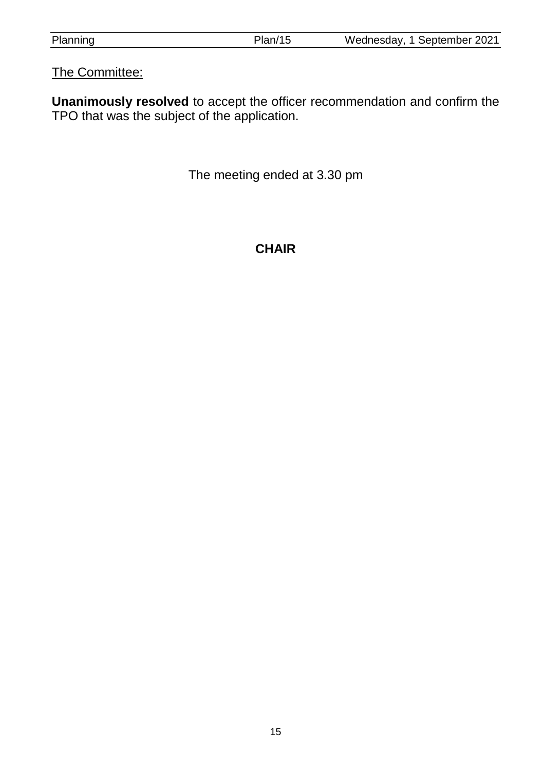The Committee:

**Unanimously resolved** to accept the officer recommendation and confirm the TPO that was the subject of the application.

The meeting ended at 3.30 pm

**CHAIR**